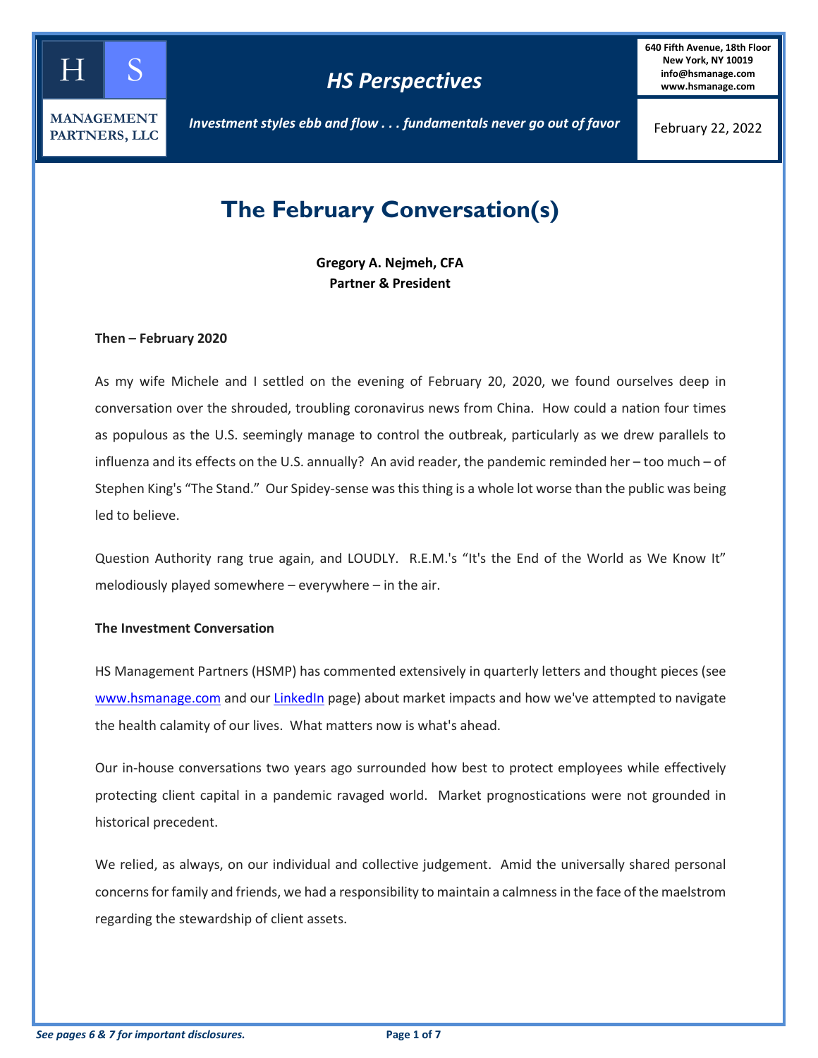**HS MANAGEMENT PARTNERS, LLC**

## HS Perspectives

*Investment styles ebb and flow . . . fundamentals never go out of favor*

**640 Fifth Avenue, 18th Floor**
**New York, NY 10019**
**info@hsmanage.com**
**www.hsmanage.com**

February 22, 2022

# The February Conversation(s)

**Gregory A. Nejmeh, CFA**
**Partner & President**

**Then – February 2020**

As my wife Michele and I settled on the evening of February 20, 2020, we found ourselves deep in conversation over the shrouded, troubling coronavirus news from China. How could a nation four times as populous as the U.S. seemingly manage to control the outbreak, particularly as we drew parallels to influenza and its effects on the U.S. annually? An avid reader, the pandemic reminded her – too much – of Stephen King's "The Stand." Our Spidey-sense was this thing is a whole lot worse than the public was being led to believe.

Question Authority rang true again, and LOUDLY. R.E.M.'s "It's the End of the World as We Know It" melodiously played somewhere – everywhere – in the air.

**The Investment Conversation**

HS Management Partners (HSMP) has commented extensively in quarterly letters and thought pieces (see www.hsmanage.com and our LinkedIn page) about market impacts and how we've attempted to navigate the health calamity of our lives. What matters now is what's ahead.

Our in-house conversations two years ago surrounded how best to protect employees while effectively protecting client capital in a pandemic ravaged world. Market prognostications were not grounded in historical precedent.

We relied, as always, on our individual and collective judgement. Amid the universally shared personal concerns for family and friends, we had a responsibility to maintain a calmness in the face of the maelstrom regarding the stewardship of client assets.

*See pages 6 & 7 for important disclosures.*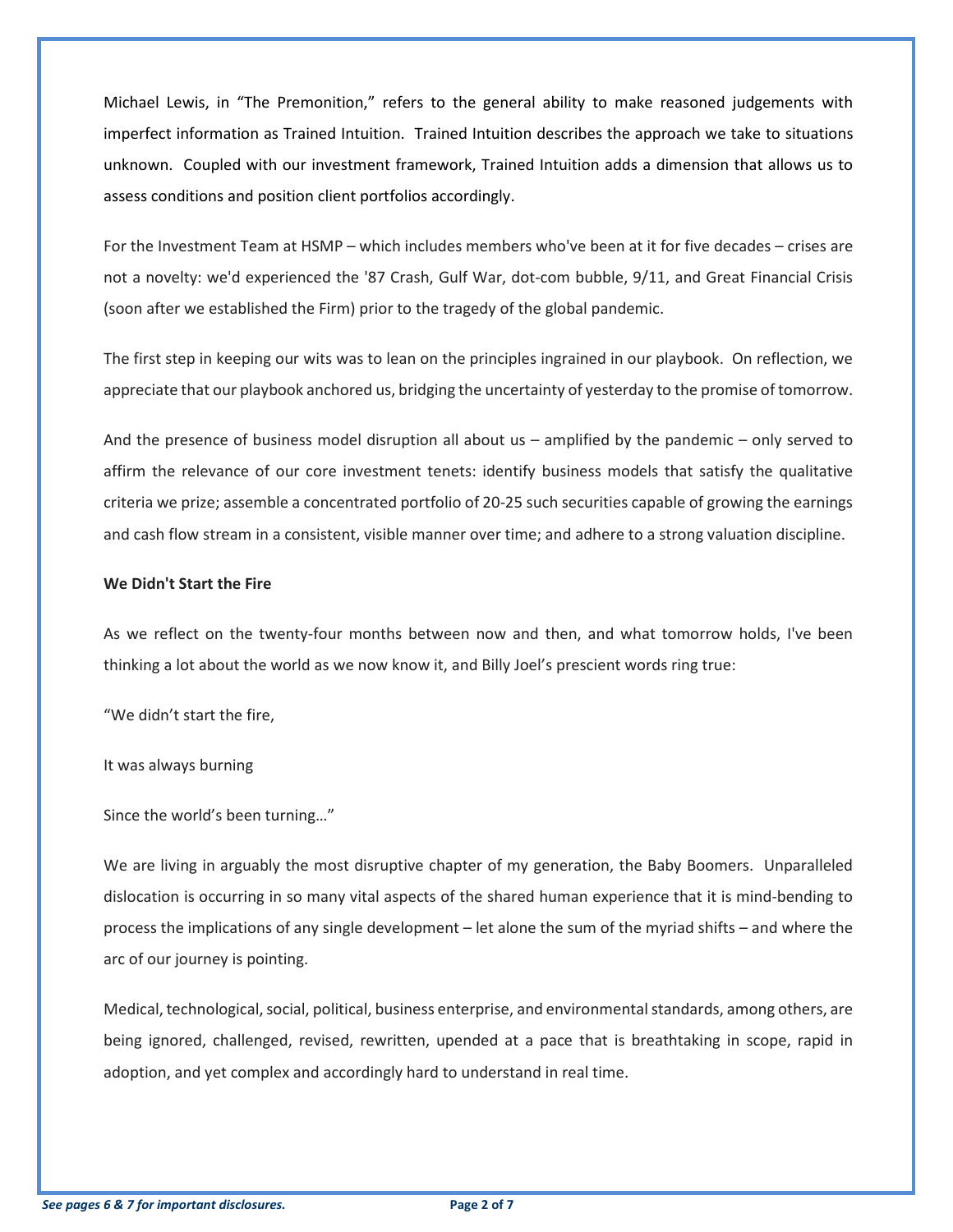Michael Lewis, in "The Premonition," refers to the general ability to make reasoned judgements with imperfect information as Trained Intuition. Trained Intuition describes the approach we take to situations unknown. Coupled with our investment framework, Trained Intuition adds a dimension that allows us to assess conditions and position client portfolios accordingly.

For the Investment Team at HSMP – which includes members who've been at it for five decades – crises are not a novelty: we'd experienced the '87 Crash, Gulf War, dot-com bubble, 9/11, and Great Financial Crisis (soon after we established the Firm) prior to the tragedy of the global pandemic.

The first step in keeping our wits was to lean on the principles ingrained in our playbook. On reflection, we appreciate that our playbook anchored us, bridging the uncertainty of yesterday to the promise of tomorrow.

And the presence of business model disruption all about us – amplified by the pandemic – only served to affirm the relevance of our core investment tenets: identify business models that satisfy the qualitative criteria we prize; assemble a concentrated portfolio of 20-25 such securities capable of growing the earnings and cash flow stream in a consistent, visible manner over time; and adhere to a strong valuation discipline.

**We Didn't Start the Fire**

As we reflect on the twenty-four months between now and then, and what tomorrow holds, I've been thinking a lot about the world as we now know it, and Billy Joel's prescient words ring true:

"We didn't start the fire,

It was always burning

Since the world's been turning…"

We are living in arguably the most disruptive chapter of my generation, the Baby Boomers. Unparalleled dislocation is occurring in so many vital aspects of the shared human experience that it is mind-bending to process the implications of any single development – let alone the sum of the myriad shifts – and where the arc of our journey is pointing.

Medical, technological, social, political, business enterprise, and environmental standards, among others, are being ignored, challenged, revised, rewritten, upended at a pace that is breathtaking in scope, rapid in adoption, and yet complex and accordingly hard to understand in real time.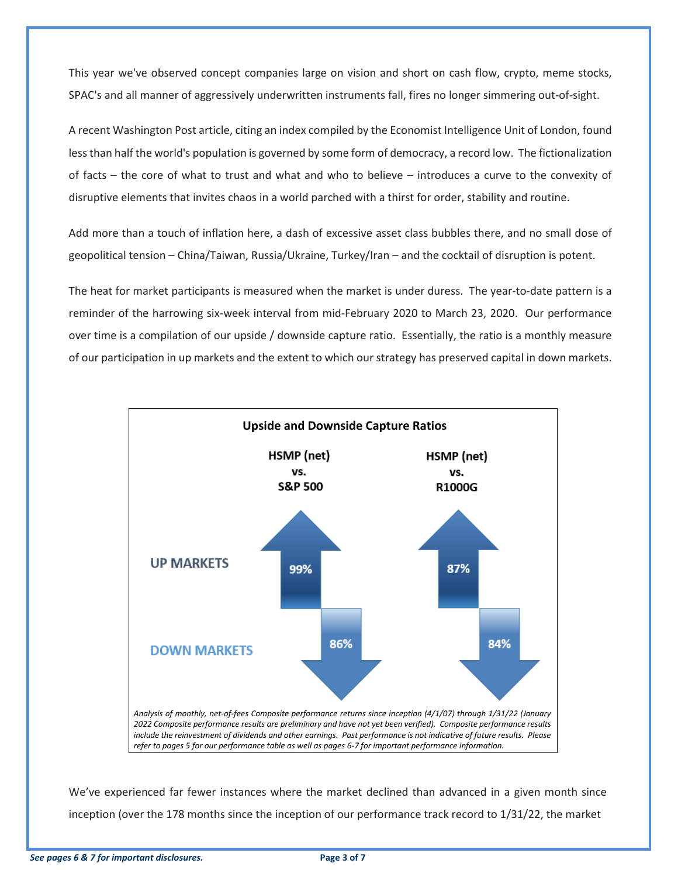This year we've observed concept companies large on vision and short on cash flow, crypto, meme stocks, SPAC's and all manner of aggressively underwritten instruments fall, fires no longer simmering out-of-sight.

A recent Washington Post article, citing an index compiled by the Economist Intelligence Unit of London, found less than half the world's population is governed by some form of democracy, a record low. The fictionalization of facts – the core of what to trust and what and who to believe – introduces a curve to the convexity of disruptive elements that invites chaos in a world parched with a thirst for order, stability and routine.

Add more than a touch of inflation here, a dash of excessive asset class bubbles there, and no small dose of geopolitical tension – China/Taiwan, Russia/Ukraine, Turkey/Iran – and the cocktail of disruption is potent.

The heat for market participants is measured when the market is under duress. The year-to-date pattern is a reminder of the harrowing six-week interval from mid-February 2020 to March 23, 2020. Our performance over time is a compilation of our upside / downside capture ratio. Essentially, the ratio is a monthly measure of our participation in up markets and the extent to which our strategy has preserved capital in down markets.

**Upside and Downside Capture Ratios**

| | HSMP (net) vs. S&P 500 | HSMP (net) vs. R1000G |
|---|---|---|
| UP MARKETS | 99% | 87% |
| DOWN MARKETS | 86% | 84% |

*Analysis of monthly, net-of-fees Composite performance returns since inception (4/1/07) through 1/31/22 (January 2022 Composite performance results are preliminary and have not yet been verified). Composite performance results include the reinvestment of dividends and other earnings. Past performance is not indicative of future results. Please refer to pages 5 for our performance table as well as pages 6-7 for important performance information.*

We've experienced far fewer instances where the market declined than advanced in a given month since inception (over the 178 months since the inception of our performance track record to 1/31/22, the market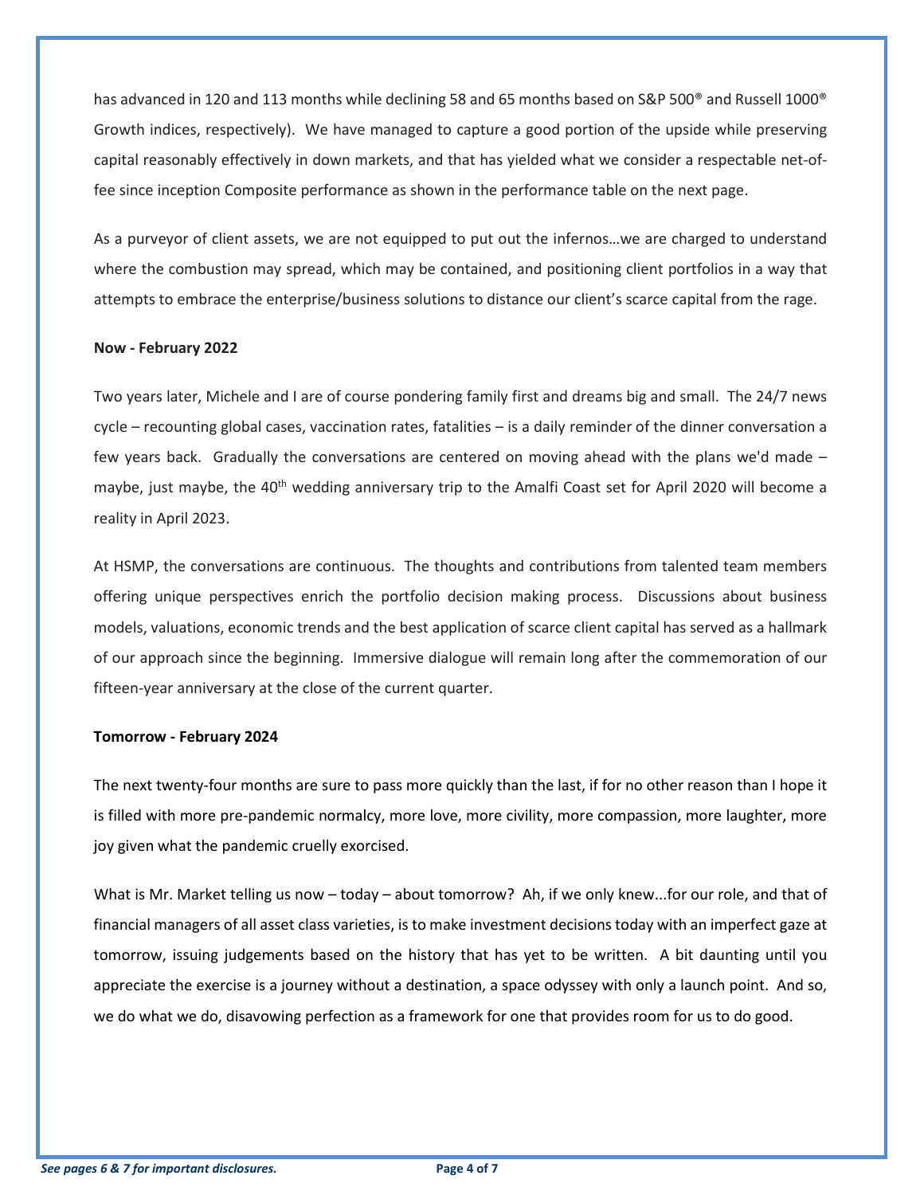has advanced in 120 and 113 months while declining 58 and 65 months based on S&P 500® and Russell 1000® Growth indices, respectively). We have managed to capture a good portion of the upside while preserving capital reasonably effectively in down markets, and that has yielded what we consider a respectable net-of-fee since inception Composite performance as shown in the performance table on the next page.

As a purveyor of client assets, we are not equipped to put out the infernos…we are charged to understand where the combustion may spread, which may be contained, and positioning client portfolios in a way that attempts to embrace the enterprise/business solutions to distance our client's scarce capital from the rage.

**Now - February 2022**

Two years later, Michele and I are of course pondering family first and dreams big and small. The 24/7 news cycle – recounting global cases, vaccination rates, fatalities – is a daily reminder of the dinner conversation a few years back. Gradually the conversations are centered on moving ahead with the plans we'd made – maybe, just maybe, the 40th wedding anniversary trip to the Amalfi Coast set for April 2020 will become a reality in April 2023.

At HSMP, the conversations are continuous. The thoughts and contributions from talented team members offering unique perspectives enrich the portfolio decision making process. Discussions about business models, valuations, economic trends and the best application of scarce client capital has served as a hallmark of our approach since the beginning. Immersive dialogue will remain long after the commemoration of our fifteen-year anniversary at the close of the current quarter.

**Tomorrow - February 2024**

The next twenty-four months are sure to pass more quickly than the last, if for no other reason than I hope it is filled with more pre-pandemic normalcy, more love, more civility, more compassion, more laughter, more joy given what the pandemic cruelly exorcised.

What is Mr. Market telling us now – today – about tomorrow? Ah, if we only knew...for our role, and that of financial managers of all asset class varieties, is to make investment decisions today with an imperfect gaze at tomorrow, issuing judgements based on the history that has yet to be written. A bit daunting until you appreciate the exercise is a journey without a destination, a space odyssey with only a launch point. And so, we do what we do, disavowing perfection as a framework for one that provides room for us to do good.

*See pages 6 & 7 for important disclosures.*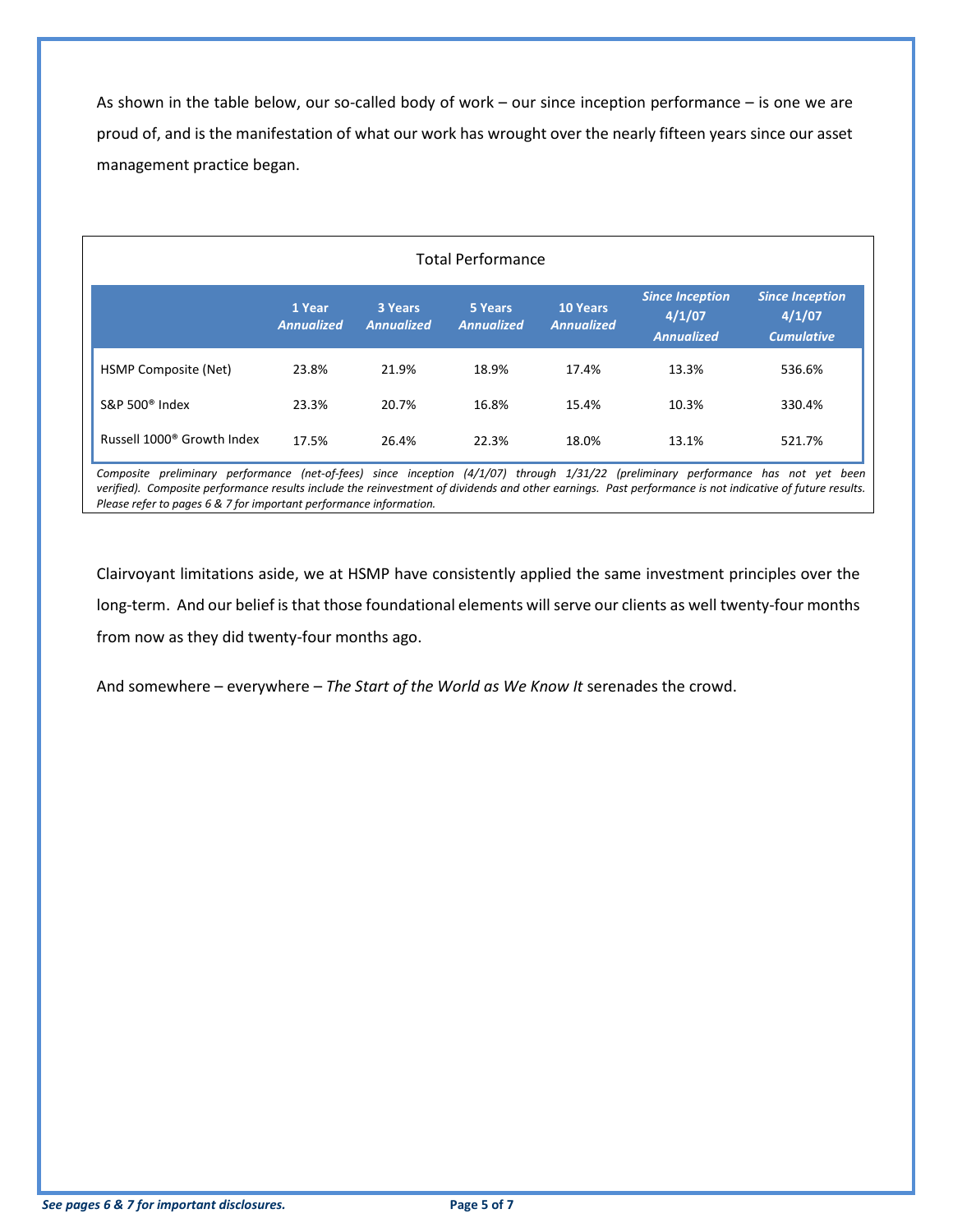As shown in the table below, our so-called body of work – our since inception performance – is one we are proud of, and is the manifestation of what our work has wrought over the nearly fifteen years since our asset management practice began.

Total Performance

| | 1 Year *Annualized* | 3 Years *Annualized* | 5 Years *Annualized* | 10 Years *Annualized* | *Since Inception 4/1/07 Annualized* | *Since Inception 4/1/07 Cumulative* |
|---|---|---|---|---|---|---|
| HSMP Composite (Net) | 23.8% | 21.9% | 18.9% | 17.4% | 13.3% | 536.6% |
| S&P 500® Index | 23.3% | 20.7% | 16.8% | 15.4% | 10.3% | 330.4% |
| Russell 1000® Growth Index | 17.5% | 26.4% | 22.3% | 18.0% | 13.1% | 521.7% |

*Composite preliminary performance (net-of-fees) since inception (4/1/07) through 1/31/22 (preliminary performance has not yet been verified). Composite performance results include the reinvestment of dividends and other earnings. Past performance is not indicative of future results. Please refer to pages 6 & 7 for important performance information.*

Clairvoyant limitations aside, we at HSMP have consistently applied the same investment principles over the long-term. And our belief is that those foundational elements will serve our clients as well twenty-four months from now as they did twenty-four months ago.

And somewhere – everywhere – *The Start of the World as We Know It* serenades the crowd.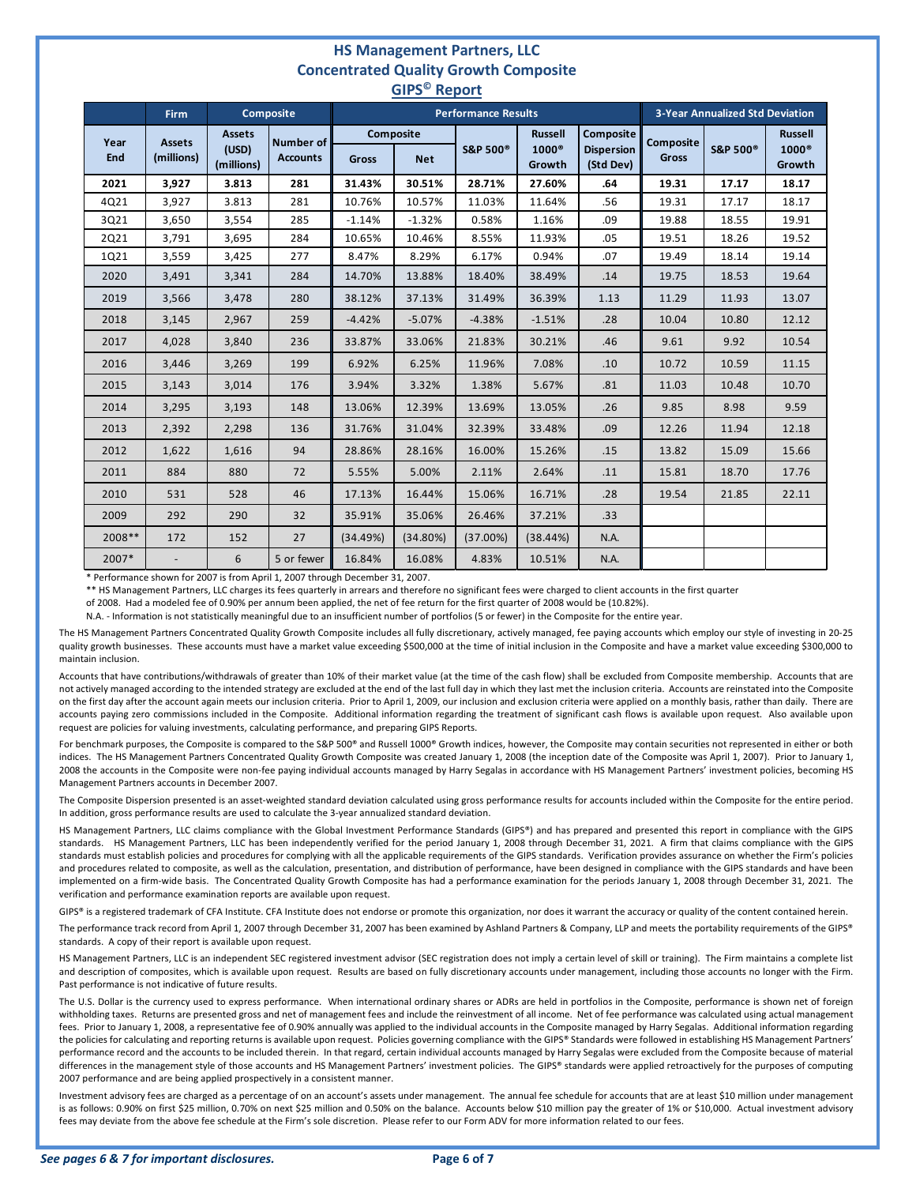# HS Management Partners, LLC
## Concentrated Quality Growth Composite
## GIPS© Report

| | Firm | Composite | | Performance Results | | | | | 3-Year Annualized Std Deviation | | |
|---|---|---|---|---|---|---|---|---|---|---|---|
| Year End | Assets (millions) | Assets (USD) (millions) | Number of Accounts | Composite Gross | Composite Net | S&P 500® | Russell 1000® Growth | Composite Dispersion (Std Dev) | Composite Gross | S&P 500® | Russell 1000® Growth |
| **2021** | **3,927** | **3.813** | **281** | **31.43%** | **30.51%** | **28.71%** | **27.60%** | **.64** | **19.31** | **17.17** | **18.17** |
| 4Q21 | 3,927 | 3.813 | 281 | 10.76% | 10.57% | 11.03% | 11.64% | .56 | 19.31 | 17.17 | 18.17 |
| 3Q21 | 3,650 | 3,554 | 285 | -1.14% | -1.32% | 0.58% | 1.16% | .09 | 19.88 | 18.55 | 19.91 |
| 2Q21 | 3,791 | 3,695 | 284 | 10.65% | 10.46% | 8.55% | 11.93% | .05 | 19.51 | 18.26 | 19.52 |
| 1Q21 | 3,559 | 3,425 | 277 | 8.47% | 8.29% | 6.17% | 0.94% | .07 | 19.49 | 18.14 | 19.14 |
| 2020 | 3,491 | 3,341 | 284 | 14.70% | 13.88% | 18.40% | 38.49% | .14 | 19.75 | 18.53 | 19.64 |
| 2019 | 3,566 | 3,478 | 280 | 38.12% | 37.13% | 31.49% | 36.39% | 1.13 | 11.29 | 11.93 | 13.07 |
| 2018 | 3,145 | 2,967 | 259 | -4.42% | -5.07% | -4.38% | -1.51% | .28 | 10.04 | 10.80 | 12.12 |
| 2017 | 4,028 | 3,840 | 236 | 33.87% | 33.06% | 21.83% | 30.21% | .46 | 9.61 | 9.92 | 10.54 |
| 2016 | 3,446 | 3,269 | 199 | 6.92% | 6.25% | 11.96% | 7.08% | .10 | 10.72 | 10.59 | 11.15 |
| 2015 | 3,143 | 3,014 | 176 | 3.94% | 3.32% | 1.38% | 5.67% | .81 | 11.03 | 10.48 | 10.70 |
| 2014 | 3,295 | 3,193 | 148 | 13.06% | 12.39% | 13.69% | 13.05% | .26 | 9.85 | 8.98 | 9.59 |
| 2013 | 2,392 | 2,298 | 136 | 31.76% | 31.04% | 32.39% | 33.48% | .09 | 12.26 | 11.94 | 12.18 |
| 2012 | 1,622 | 1,616 | 94 | 28.86% | 28.16% | 16.00% | 15.26% | .15 | 13.82 | 15.09 | 15.66 |
| 2011 | 884 | 880 | 72 | 5.55% | 5.00% | 2.11% | 2.64% | .11 | 15.81 | 18.70 | 17.76 |
| 2010 | 531 | 528 | 46 | 17.13% | 16.44% | 15.06% | 16.71% | .28 | 19.54 | 21.85 | 22.11 |
| 2009 | 292 | 290 | 32 | 35.91% | 35.06% | 26.46% | 37.21% | .33 | | | |
| 2008** | 172 | 152 | 27 | (34.49%) | (34.80%) | (37.00%) | (38.44%) | N.A. | | | |
| 2007* | - | 6 | 5 or fewer | 16.84% | 16.08% | 4.83% | 10.51% | N.A. | | | |

\* Performance shown for 2007 is from April 1, 2007 through December 31, 2007.

\*\* HS Management Partners, LLC charges its fees quarterly in arrears and therefore no significant fees were charged to client accounts in the first quarter of 2008. Had a modeled fee of 0.90% per annum been applied, the net of fee return for the first quarter of 2008 would be (10.82%).

N.A. - Information is not statistically meaningful due to an insufficient number of portfolios (5 or fewer) in the Composite for the entire year.

The HS Management Partners Concentrated Quality Growth Composite includes all fully discretionary, actively managed, fee paying accounts which employ our style of investing in 20-25 quality growth businesses. These accounts must have a market value exceeding $500,000 at the time of initial inclusion in the Composite and have a market value exceeding $300,000 to maintain inclusion.

Accounts that have contributions/withdrawals of greater than 10% of their market value (at the time of the cash flow) shall be excluded from Composite membership. Accounts that are not actively managed according to the intended strategy are excluded at the end of the last full day in which they last met the inclusion criteria. Accounts are reinstated into the Composite on the first day after the account again meets our inclusion criteria. Prior to April 1, 2009, our inclusion and exclusion criteria were applied on a monthly basis, rather than daily. There are accounts paying zero commissions included in the Composite. Additional information regarding the treatment of significant cash flows is available upon request. Also available upon request are policies for valuing investments, calculating performance, and preparing GIPS Reports.

For benchmark purposes, the Composite is compared to the S&P 500® and Russell 1000® Growth indices, however, the Composite may contain securities not represented in either or both indices. The HS Management Partners Concentrated Quality Growth Composite was created January 1, 2008 (the inception date of the Composite was April 1, 2007). Prior to January 1, 2008 the accounts in the Composite were non-fee paying individual accounts managed by Harry Segalas in accordance with HS Management Partners' investment policies, becoming HS Management Partners accounts in December 2007.

The Composite Dispersion presented is an asset-weighted standard deviation calculated using gross performance results for accounts included within the Composite for the entire period. In addition, gross performance results are used to calculate the 3-year annualized standard deviation.

HS Management Partners, LLC claims compliance with the Global Investment Performance Standards (GIPS®) and has prepared and presented this report in compliance with the GIPS standards. HS Management Partners, LLC has been independently verified for the period January 1, 2008 through December 31, 2021. A firm that claims compliance with the GIPS standards must establish policies and procedures for complying with all the applicable requirements of the GIPS standards. Verification provides assurance on whether the Firm's policies and procedures related to composite, as well as the calculation, presentation, and distribution of performance, have been designed in compliance with the GIPS standards and have been implemented on a firm-wide basis. The Concentrated Quality Growth Composite has had a performance examination for the periods January 1, 2008 through December 31, 2021. The verification and performance examination reports are available upon request.

GIPS® is a registered trademark of CFA Institute. CFA Institute does not endorse or promote this organization, nor does it warrant the accuracy or quality of the content contained herein.

The performance track record from April 1, 2007 through December 31, 2007 has been examined by Ashland Partners & Company, LLP and meets the portability requirements of the GIPS® standards. A copy of their report is available upon request.

HS Management Partners, LLC is an independent SEC registered investment advisor (SEC registration does not imply a certain level of skill or training). The Firm maintains a complete list and description of composites, which is available upon request. Results are based on fully discretionary accounts under management, including those accounts no longer with the Firm. Past performance is not indicative of future results.

The U.S. Dollar is the currency used to express performance. When international ordinary shares or ADRs are held in portfolios in the Composite, performance is shown net of foreign withholding taxes. Returns are presented gross and net of management fees and include the reinvestment of all income. Net of fee performance was calculated using actual management fees. Prior to January 1, 2008, a representative fee of 0.90% annually was applied to the individual accounts in the Composite managed by Harry Segalas. Additional information regarding the policies for calculating and reporting returns is available upon request. Policies governing compliance with the GIPS® Standards were followed in establishing HS Management Partners' performance record and the accounts to be included therein. In that regard, certain individual accounts managed by Harry Segalas were excluded from the Composite because of material differences in the management style of those accounts and HS Management Partners' investment policies. The GIPS® standards were applied retroactively for the purposes of computing 2007 performance and are being applied prospectively in a consistent manner.

Investment advisory fees are charged as a percentage of on an account's assets under management. The annual fee schedule for accounts that are at least $10 million under management is as follows: 0.90% on first $25 million, 0.70% on next $25 million and 0.50% on the balance. Accounts below $10 million pay the greater of 1% or $10,000. Actual investment advisory fees may deviate from the above fee schedule at the Firm's sole discretion. Please refer to our Form ADV for more information related to our fees.

*See pages 6 & 7 for important disclosures.*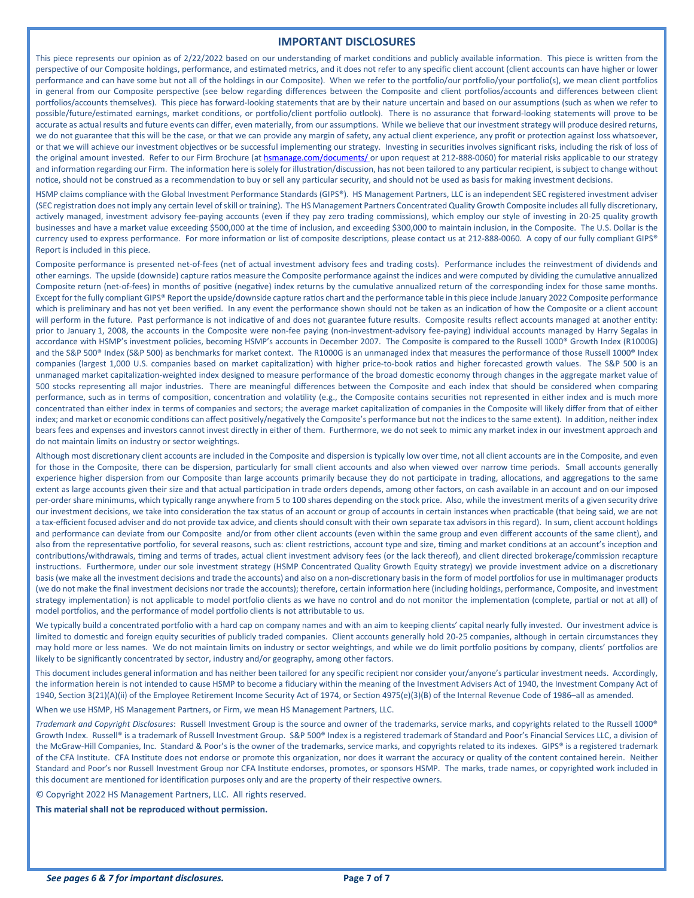## IMPORTANT DISCLOSURES

This piece represents our opinion as of 2/22/2022 based on our understanding of market conditions and publicly available information. This piece is written from the perspective of our Composite holdings, performance, and estimated metrics, and it does not refer to any specific client account (client accounts can have higher or lower performance and can have some but not all of the holdings in our Composite). When we refer to the portfolio/our portfolio/your portfolio(s), we mean client portfolios in general from our Composite perspective (see below regarding differences between the Composite and client portfolios/accounts and differences between client portfolios/accounts themselves). This piece has forward-looking statements that are by their nature uncertain and based on our assumptions (such as when we refer to possible/future/estimated earnings, market conditions, or portfolio/client portfolio outlook). There is no assurance that forward-looking statements will prove to be accurate as actual results and future events can differ, even materially, from our assumptions. While we believe that our investment strategy will produce desired returns, we do not guarantee that this will be the case, or that we can provide any margin of safety, any actual client experience, any profit or protection against loss whatsoever, or that we will achieve our investment objectives or be successful implementing our strategy. Investing in securities involves significant risks, including the risk of loss of the original amount invested. Refer to our Firm Brochure (at hsmanage.com/documents/ or upon request at 212-888-0060) for material risks applicable to our strategy and information regarding our Firm. The information here is solely for illustration/discussion, has not been tailored to any particular recipient, is subject to change without notice, should not be construed as a recommendation to buy or sell any particular security, and should not be used as basis for making investment decisions.

HSMP claims compliance with the Global Investment Performance Standards (GIPS®). HS Management Partners, LLC is an independent SEC registered investment adviser (SEC registration does not imply any certain level of skill or training). The HS Management Partners Concentrated Quality Growth Composite includes all fully discretionary, actively managed, investment advisory fee-paying accounts (even if they pay zero trading commissions), which employ our style of investing in 20-25 quality growth businesses and have a market value exceeding $500,000 at the time of inclusion, and exceeding $300,000 to maintain inclusion, in the Composite. The U.S. Dollar is the currency used to express performance. For more information or list of composite descriptions, please contact us at 212-888-0060. A copy of our fully compliant GIPS® Report is included in this piece.

Composite performance is presented net-of-fees (net of actual investment advisory fees and trading costs). Performance includes the reinvestment of dividends and other earnings. The upside (downside) capture ratios measure the Composite performance against the indices and were computed by dividing the cumulative annualized Composite return (net-of-fees) in months of positive (negative) index returns by the cumulative annualized return of the corresponding index for those same months. Except for the fully compliant GIPS® Report the upside/downside capture ratios chart and the performance table in this piece include January 2022 Composite performance which is preliminary and has not yet been verified. In any event the performance shown should not be taken as an indication of how the Composite or a client account will perform in the future. Past performance is not indicative of and does not guarantee future results. Composite results reflect accounts managed at another entity: prior to January 1, 2008, the accounts in the Composite were non-fee paying (non-investment-advisory fee-paying) individual accounts managed by Harry Segalas in accordance with HSMP's investment policies, becoming HSMP's accounts in December 2007. The Composite is compared to the Russell 1000® Growth Index (R1000G) and the S&P 500® Index (S&P 500) as benchmarks for market context. The R1000G is an unmanaged index that measures the performance of those Russell 1000® Index companies (largest 1,000 U.S. companies based on market capitalization) with higher price-to-book ratios and higher forecasted growth values. The S&P 500 is an unmanaged market capitalization-weighted index designed to measure performance of the broad domestic economy through changes in the aggregate market value of 500 stocks representing all major industries. There are meaningful differences between the Composite and each index that should be considered when comparing performance, such as in terms of composition, concentration and volatility (e.g., the Composite contains securities not represented in either index and is much more concentrated than either index in terms of companies and sectors; the average market capitalization of companies in the Composite will likely differ from that of either index; and market or economic conditions can affect positively/negatively the Composite's performance but not the indices to the same extent). In addition, neither index bears fees and expenses and investors cannot invest directly in either of them. Furthermore, we do not seek to mimic any market index in our investment approach and do not maintain limits on industry or sector weightings.

Although most discretionary client accounts are included in the Composite and dispersion is typically low over time, not all client accounts are in the Composite, and even for those in the Composite, there can be dispersion, particularly for small client accounts and also when viewed over narrow time periods. Small accounts generally experience higher dispersion from our Composite than large accounts primarily because they do not participate in trading, allocations, and aggregations to the same extent as large accounts given their size and that actual participation in trade orders depends, among other factors, on cash available in an account and on our imposed per-order share minimums, which typically range anywhere from 5 to 100 shares depending on the stock price. Also, while the investment merits of a given security drive our investment decisions, we take into consideration the tax status of an account or group of accounts in certain instances when practicable (that being said, we are not a tax-efficient focused adviser and do not provide tax advice, and clients should consult with their own separate tax advisors in this regard). In sum, client account holdings and performance can deviate from our Composite and/or from other client accounts (even within the same group and even different accounts of the same client), and also from the representative portfolio, for several reasons, such as: client restrictions, account type and size, timing and market conditions at an account's inception and contributions/withdrawals, timing and terms of trades, actual client investment advisory fees (or the lack thereof), and client directed brokerage/commission recapture instructions. Furthermore, under our sole investment strategy (HSMP Concentrated Quality Growth Equity strategy) we provide investment advice on a discretionary basis (we make all the investment decisions and trade the accounts) and also on a non-discretionary basis in the form of model portfolios for use in multimanager products (we do not make the final investment decisions nor trade the accounts); therefore, certain information here (including holdings, performance, Composite, and investment strategy implementation) is not applicable to model portfolio clients as we have no control and do not monitor the implementation (complete, partial or not at all) of model portfolios, and the performance of model portfolio clients is not attributable to us.

We typically build a concentrated portfolio with a hard cap on company names and with an aim to keeping clients' capital nearly fully invested. Our investment advice is limited to domestic and foreign equity securities of publicly traded companies. Client accounts generally hold 20-25 companies, although in certain circumstances they may hold more or less names. We do not maintain limits on industry or sector weightings, and while we do limit portfolio positions by company, clients' portfolios are likely to be significantly concentrated by sector, industry and/or geography, among other factors.

This document includes general information and has neither been tailored for any specific recipient nor consider your/anyone's particular investment needs. Accordingly, the information herein is not intended to cause HSMP to become a fiduciary within the meaning of the Investment Advisers Act of 1940, the Investment Company Act of 1940, Section 3(21)(A)(ii) of the Employee Retirement Income Security Act of 1974, or Section 4975(e)(3)(B) of the Internal Revenue Code of 1986–all as amended.

When we use HSMP, HS Management Partners, or Firm, we mean HS Management Partners, LLC.

*Trademark and Copyright Disclosures*: Russell Investment Group is the source and owner of the trademarks, service marks, and copyrights related to the Russell 1000® Growth Index. Russell® is a trademark of Russell Investment Group. S&P 500® Index is a registered trademark of Standard and Poor's Financial Services LLC, a division of the McGraw-Hill Companies, Inc. Standard & Poor's is the owner of the trademarks, service marks, and copyrights related to its indexes. GIPS® is a registered trademark of the CFA Institute. CFA Institute does not endorse or promote this organization, nor does it warrant the accuracy or quality of the content contained herein. Neither Standard and Poor's nor Russell Investment Group nor CFA Institute endorses, promotes, or sponsors HSMP. The marks, trade names, or copyrighted work included in this document are mentioned for identification purposes only and are the property of their respective owners.

© Copyright 2022 HS Management Partners, LLC. All rights reserved.

**This material shall not be reproduced without permission.**